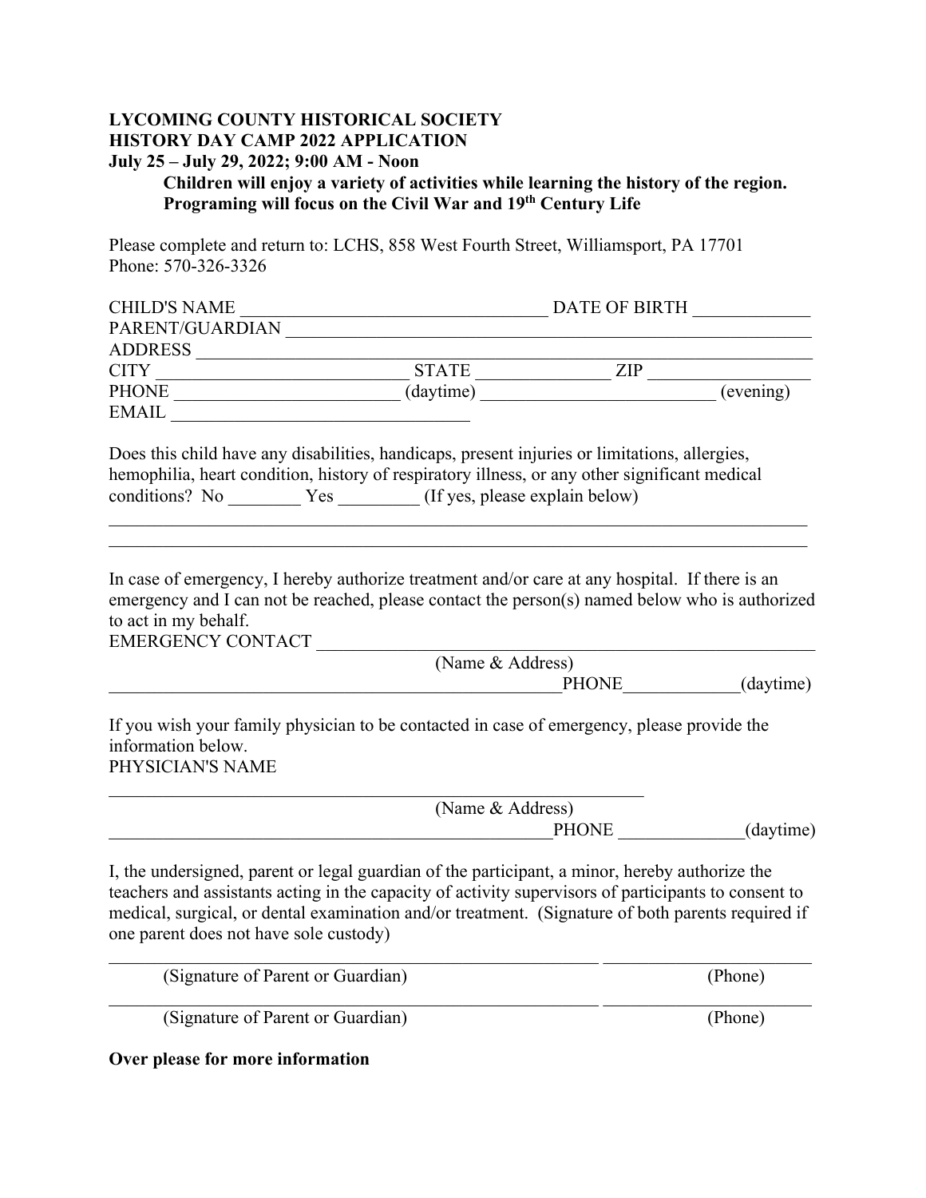**LYCOMING COUNTY HISTORICAL SOCIETY**
**HISTORY DAY CAMP 2022 APPLICATION**
**July 25 – July 29, 2022; 9:00 AM - Noon**

**Children will enjoy a variety of activities while learning the history of the region. Programing will focus on the Civil War and 19th Century Life**

Please complete and return to: LCHS, 858 West Fourth Street, Williamsport, PA 17701
Phone: 570-326-3326

CHILD'S NAME ___________________________________ DATE OF BIRTH _____________
PARENT/GUARDIAN _______________________________________________________________
ADDRESS _______________________________________________________________________
CITY ____________________________ STATE _______________ ZIP __________________
PHONE _________________________ (daytime) __________________________ (evening)
EMAIL _________________________________

Does this child have any disabilities, handicaps, present injuries or limitations, allergies, hemophilia, heart condition, history of respiratory illness, or any other significant medical conditions? No ________ Yes _________ (If yes, please explain below)

________________________________________________________________________________
________________________________________________________________________________

In case of emergency, I hereby authorize treatment and/or care at any hospital. If there is an emergency and I can not be reached, please contact the person(s) named below who is authorized to act in my behalf.
EMERGENCY CONTACT ___________________________________________________________
(Name & Address)
____________________________________________________PHONE_____________(daytime)

If you wish your family physician to be contacted in case of emergency, please provide the information below.
PHYSICIAN'S NAME

_____________________________________________________________
(Name & Address)
___________________________________________________PHONE ______________(daytime)

I, the undersigned, parent or legal guardian of the participant, a minor, hereby authorize the teachers and assistants acting in the capacity of activity supervisors of participants to consent to medical, surgical, or dental examination and/or treatment. (Signature of both parents required if one parent does not have sole custody)

_______________________________________________________ ________________________
(Signature of Parent or Guardian) (Phone)

_______________________________________________________ ________________________
(Signature of Parent or Guardian) (Phone)

**Over please for more information**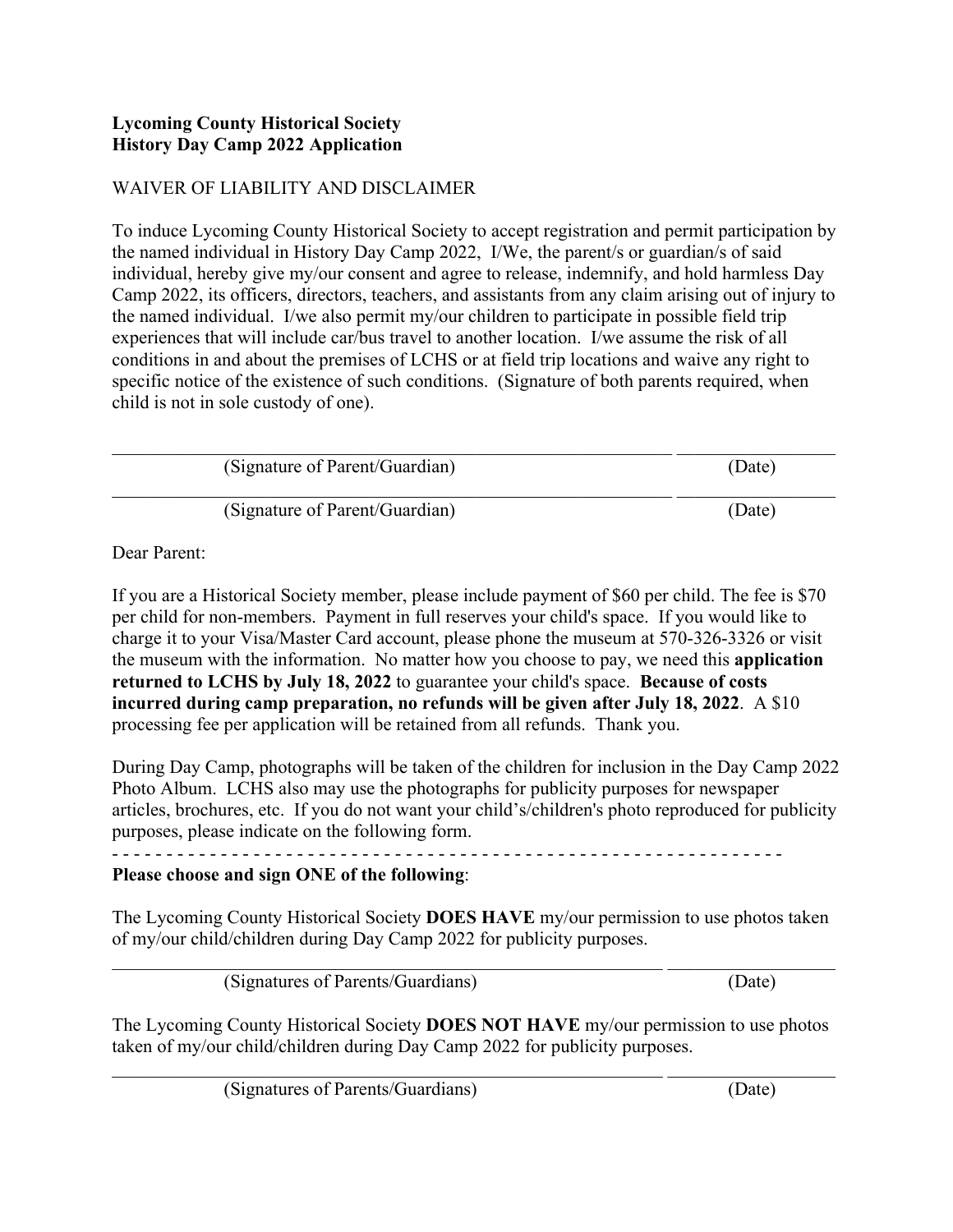**Lycoming County Historical Society**
**History Day Camp 2022 Application**

WAIVER OF LIABILITY AND DISCLAIMER

To induce Lycoming County Historical Society to accept registration and permit participation by the named individual in History Day Camp 2022, I/We, the parent/s or guardian/s of said individual, hereby give my/our consent and agree to release, indemnify, and hold harmless Day Camp 2022, its officers, directors, teachers, and assistants from any claim arising out of injury to the named individual. I/we also permit my/our children to participate in possible field trip experiences that will include car/bus travel to another location. I/we assume the risk of all conditions in and about the premises of LCHS or at field trip locations and waive any right to specific notice of the existence of such conditions. (Signature of both parents required, when child is not in sole custody of one).

\_\_\_\_\_\_\_\_\_\_\_\_\_\_\_\_\_\_\_\_\_\_\_\_\_\_\_\_\_\_\_\_\_\_\_\_\_\_\_\_\_\_\_\_\_\_\_\_\_\_\_\_ \_\_\_\_\_\_\_\_\_\_\_\_\_\_\_
(Signature of Parent/Guardian) (Date)

\_\_\_\_\_\_\_\_\_\_\_\_\_\_\_\_\_\_\_\_\_\_\_\_\_\_\_\_\_\_\_\_\_\_\_\_\_\_\_\_\_\_\_\_\_\_\_\_\_\_\_\_ \_\_\_\_\_\_\_\_\_\_\_\_\_\_\_
(Signature of Parent/Guardian) (Date)

Dear Parent:

If you are a Historical Society member, please include payment of $60 per child. The fee is $70 per child for non-members. Payment in full reserves your child's space. If you would like to charge it to your Visa/Master Card account, please phone the museum at 570-326-3326 or visit the museum with the information. No matter how you choose to pay, we need this **application returned to LCHS by July 18, 2022** to guarantee your child's space. **Because of costs incurred during camp preparation, no refunds will be given after July 18, 2022**. A $10 processing fee per application will be retained from all refunds. Thank you.

During Day Camp, photographs will be taken of the children for inclusion in the Day Camp 2022 Photo Album. LCHS also may use the photographs for publicity purposes for newspaper articles, brochures, etc. If you do not want your child's/children's photo reproduced for publicity purposes, please indicate on the following form.

- - - - - - - - - - - - - - - - - - - - - - - - - - - - - - - - - - - - - - - - - - - - - - - - - - - - - - - - - - - - - -

**Please choose and sign ONE of the following**:

The Lycoming County Historical Society **DOES HAVE** my/our permission to use photos taken of my/our child/children during Day Camp 2022 for publicity purposes.

\_\_\_\_\_\_\_\_\_\_\_\_\_\_\_\_\_\_\_\_\_\_\_\_\_\_\_\_\_\_\_\_\_\_\_\_\_\_\_\_\_\_\_\_\_\_\_\_\_\_\_\_ \_\_\_\_\_\_\_\_\_\_\_\_\_\_\_
(Signatures of Parents/Guardians) (Date)

The Lycoming County Historical Society **DOES NOT HAVE** my/our permission to use photos taken of my/our child/children during Day Camp 2022 for publicity purposes.

\_\_\_\_\_\_\_\_\_\_\_\_\_\_\_\_\_\_\_\_\_\_\_\_\_\_\_\_\_\_\_\_\_\_\_\_\_\_\_\_\_\_\_\_\_\_\_\_\_\_\_\_ \_\_\_\_\_\_\_\_\_\_\_\_\_\_\_
(Signatures of Parents/Guardians) (Date)